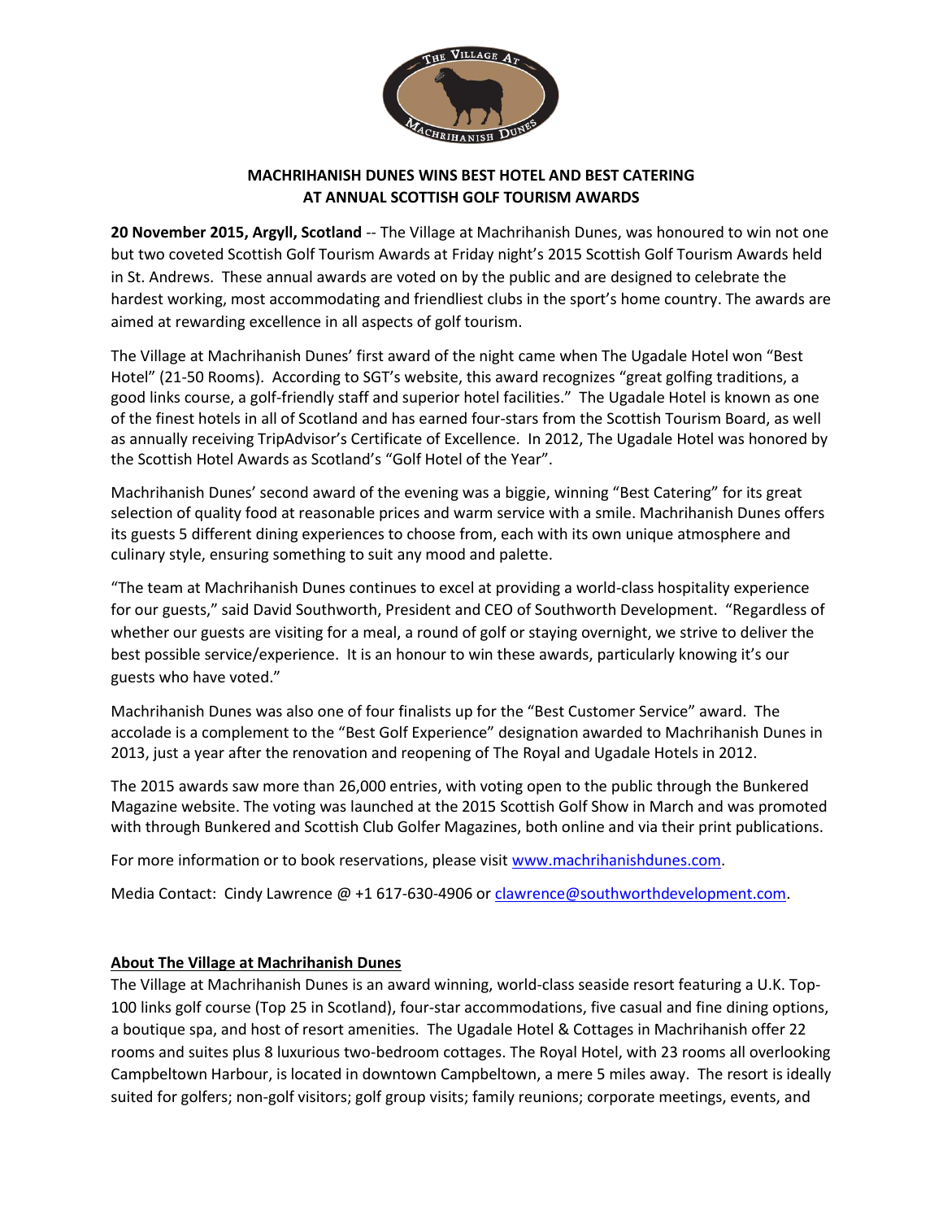**MACHRIHANISH DUNES WINS BEST HOTEL AND BEST CATERING AT ANNUAL SCOTTISH GOLF TOURISM AWARDS**

**20 November 2015, Argyll, Scotland** -- The Village at Machrihanish Dunes, was honoured to win not one but two coveted Scottish Golf Tourism Awards at Friday night's 2015 Scottish Golf Tourism Awards held in St. Andrews. These annual awards are voted on by the public and are designed to celebrate the hardest working, most accommodating and friendliest clubs in the sport's home country. The awards are aimed at rewarding excellence in all aspects of golf tourism.

The Village at Machrihanish Dunes' first award of the night came when The Ugadale Hotel won "Best Hotel" (21-50 Rooms). According to SGT's website, this award recognizes "great golfing traditions, a good links course, a golf-friendly staff and superior hotel facilities." The Ugadale Hotel is known as one of the finest hotels in all of Scotland and has earned four-stars from the Scottish Tourism Board, as well as annually receiving TripAdvisor's Certificate of Excellence. In 2012, The Ugadale Hotel was honored by the Scottish Hotel Awards as Scotland's "Golf Hotel of the Year".

Machrihanish Dunes' second award of the evening was a biggie, winning "Best Catering" for its great selection of quality food at reasonable prices and warm service with a smile. Machrihanish Dunes offers its guests 5 different dining experiences to choose from, each with its own unique atmosphere and culinary style, ensuring something to suit any mood and palette.

"The team at Machrihanish Dunes continues to excel at providing a world-class hospitality experience for our guests," said David Southworth, President and CEO of Southworth Development. "Regardless of whether our guests are visiting for a meal, a round of golf or staying overnight, we strive to deliver the best possible service/experience. It is an honour to win these awards, particularly knowing it's our guests who have voted."

Machrihanish Dunes was also one of four finalists up for the "Best Customer Service" award. The accolade is a complement to the "Best Golf Experience" designation awarded to Machrihanish Dunes in 2013, just a year after the renovation and reopening of The Royal and Ugadale Hotels in 2012.

The 2015 awards saw more than 26,000 entries, with voting open to the public through the Bunkered Magazine website. The voting was launched at the 2015 Scottish Golf Show in March and was promoted with through Bunkered and Scottish Club Golfer Magazines, both online and via their print publications.

For more information or to book reservations, please visit [www.machrihanishdunes.com](http://www.machrihanishdunes.com).

Media Contact: Cindy Lawrence @ +1 617-630-4906 or [clawrence@southworthdevelopment.com](mailto:clawrence@southworthdevelopment.com).

## About The Village at Machrihanish Dunes

The Village at Machrihanish Dunes is an award winning, world-class seaside resort featuring a U.K. Top-100 links golf course (Top 25 in Scotland), four-star accommodations, five casual and fine dining options, a boutique spa, and host of resort amenities. The Ugadale Hotel & Cottages in Machrihanish offer 22 rooms and suites plus 8 luxurious two-bedroom cottages. The Royal Hotel, with 23 rooms all overlooking Campbeltown Harbour, is located in downtown Campbeltown, a mere 5 miles away. The resort is ideally suited for golfers; non-golf visitors; golf group visits; family reunions; corporate meetings, events, and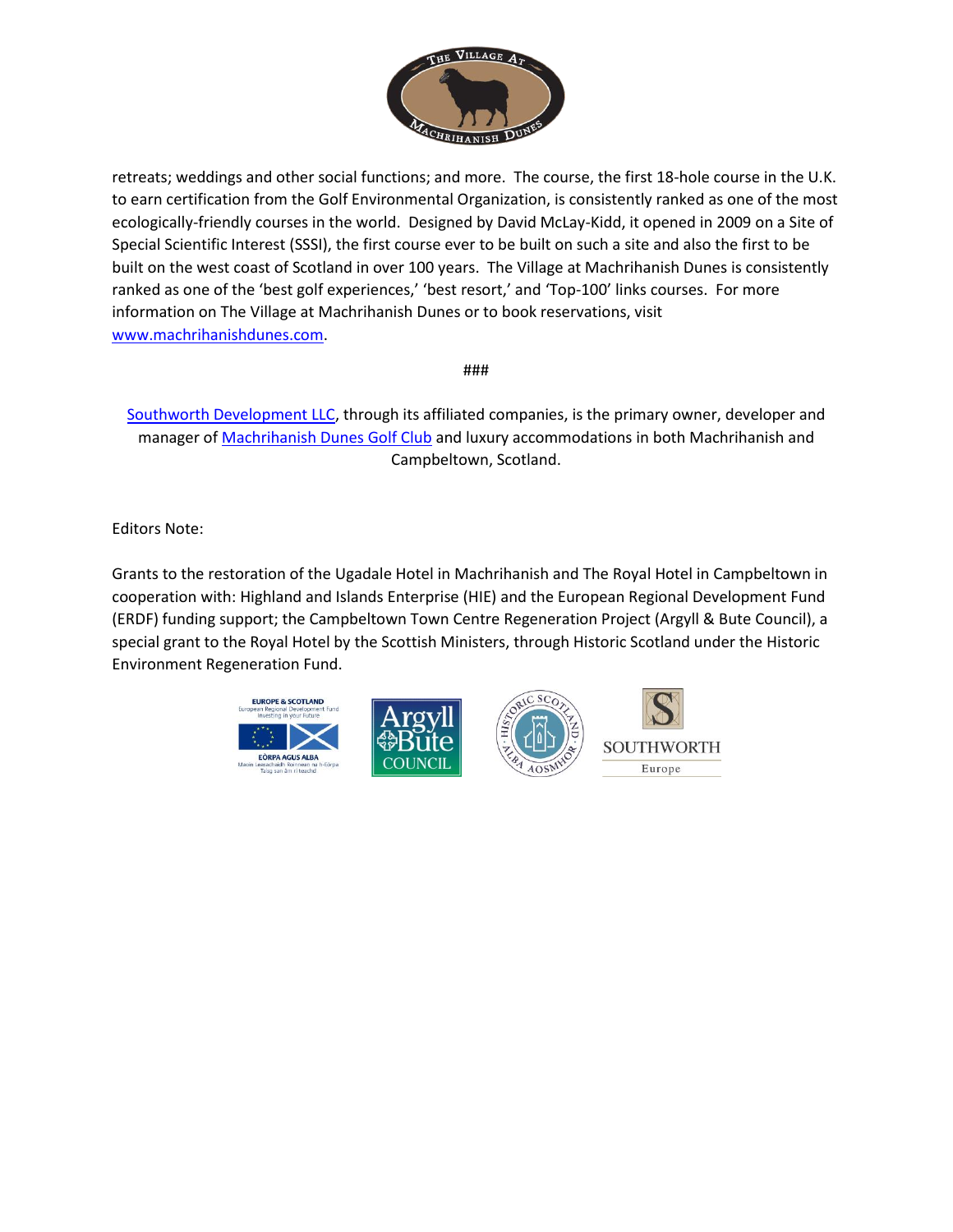retreats; weddings and other social functions; and more. The course, the first 18-hole course in the U.K. to earn certification from the Golf Environmental Organization, is consistently ranked as one of the most ecologically-friendly courses in the world. Designed by David McLay-Kidd, it opened in 2009 on a Site of Special Scientific Interest (SSSI), the first course ever to be built on such a site and also the first to be built on the west coast of Scotland in over 100 years. The Village at Machrihanish Dunes is consistently ranked as one of the 'best golf experiences,' 'best resort,' and 'Top-100' links courses. For more information on The Village at Machrihanish Dunes or to book reservations, visit [www.machrihanishdunes.com](www.machrihanishdunes.com).

###

[Southworth Development LLC](), through its affiliated companies, is the primary owner, developer and manager of [Machrihanish Dunes Golf Club]() and luxury accommodations in both Machrihanish and Campbeltown, Scotland.

Editors Note:

Grants to the restoration of the Ugadale Hotel in Machrihanish and The Royal Hotel in Campbeltown in cooperation with: Highland and Islands Enterprise (HIE) and the European Regional Development Fund (ERDF) funding support; the Campbeltown Town Centre Regeneration Project (Argyll & Bute Council), a special grant to the Royal Hotel by the Scottish Ministers, through Historic Scotland under the Historic Environment Regeneration Fund.